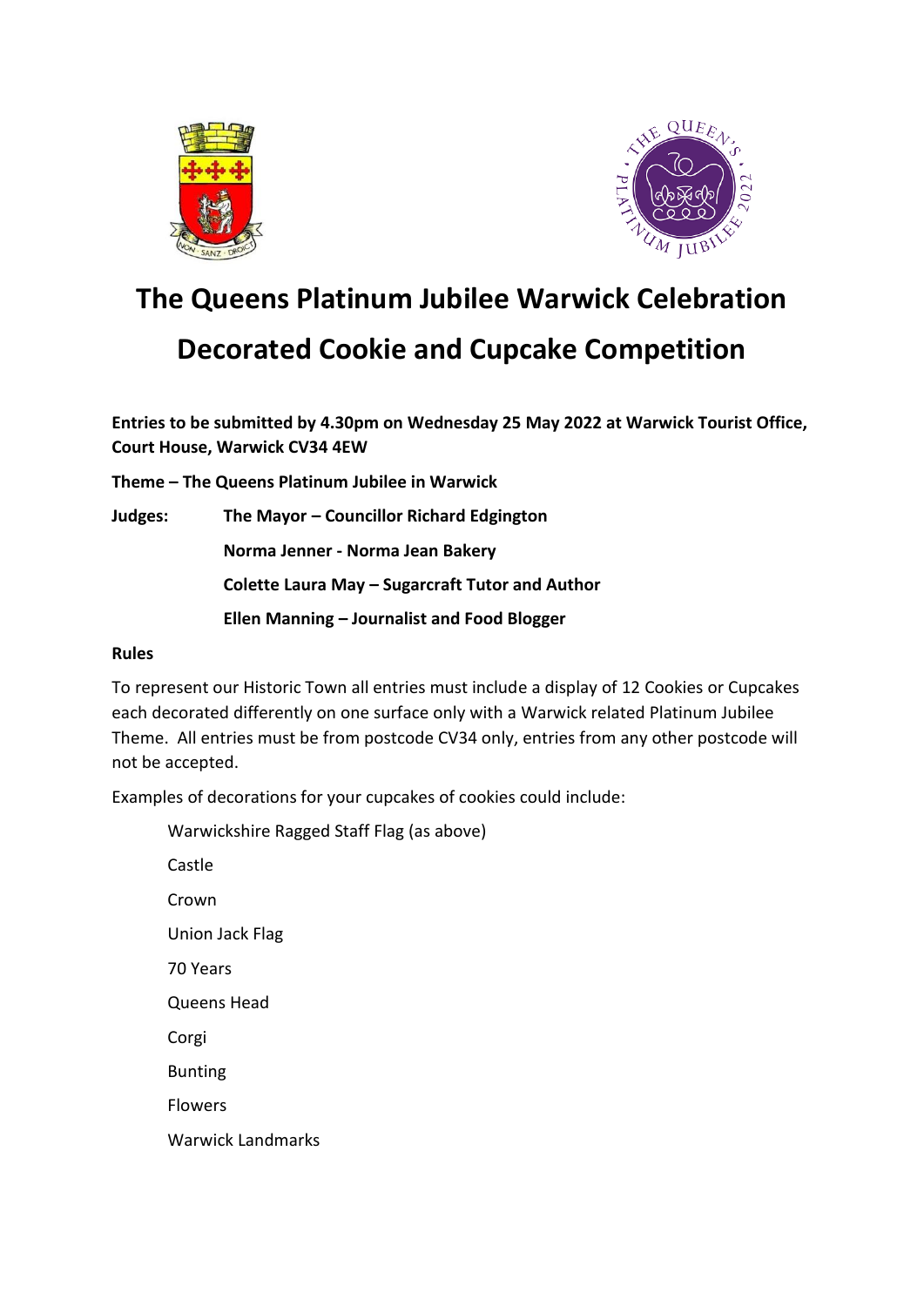# The Queens Platinum Jubilee Warwick Celebration

# Decorated Cookie and Cupcake Competition

**Entries to be submitted by 4.30pm on Wednesday 25 May 2022 at Warwick Tourist Office, Court House, Warwick CV34 4EW**

**Theme – The Queens Platinum Jubilee in Warwick**

**Judges:** **The Mayor – Councillor Richard Edgington**

**Norma Jenner - Norma Jean Bakery**

**Colette Laura May – Sugarcraft Tutor and Author**

**Ellen Manning – Journalist and Food Blogger**

**Rules**

To represent our Historic Town all entries must include a display of 12 Cookies or Cupcakes each decorated differently on one surface only with a Warwick related Platinum Jubilee Theme. All entries must be from postcode CV34 only, entries from any other postcode will not be accepted.

Examples of decorations for your cupcakes of cookies could include:

- Warwickshire Ragged Staff Flag (as above)
- Castle
- Crown
- Union Jack Flag
- 70 Years
- Queens Head
- Corgi
- Bunting
- Flowers
- Warwick Landmarks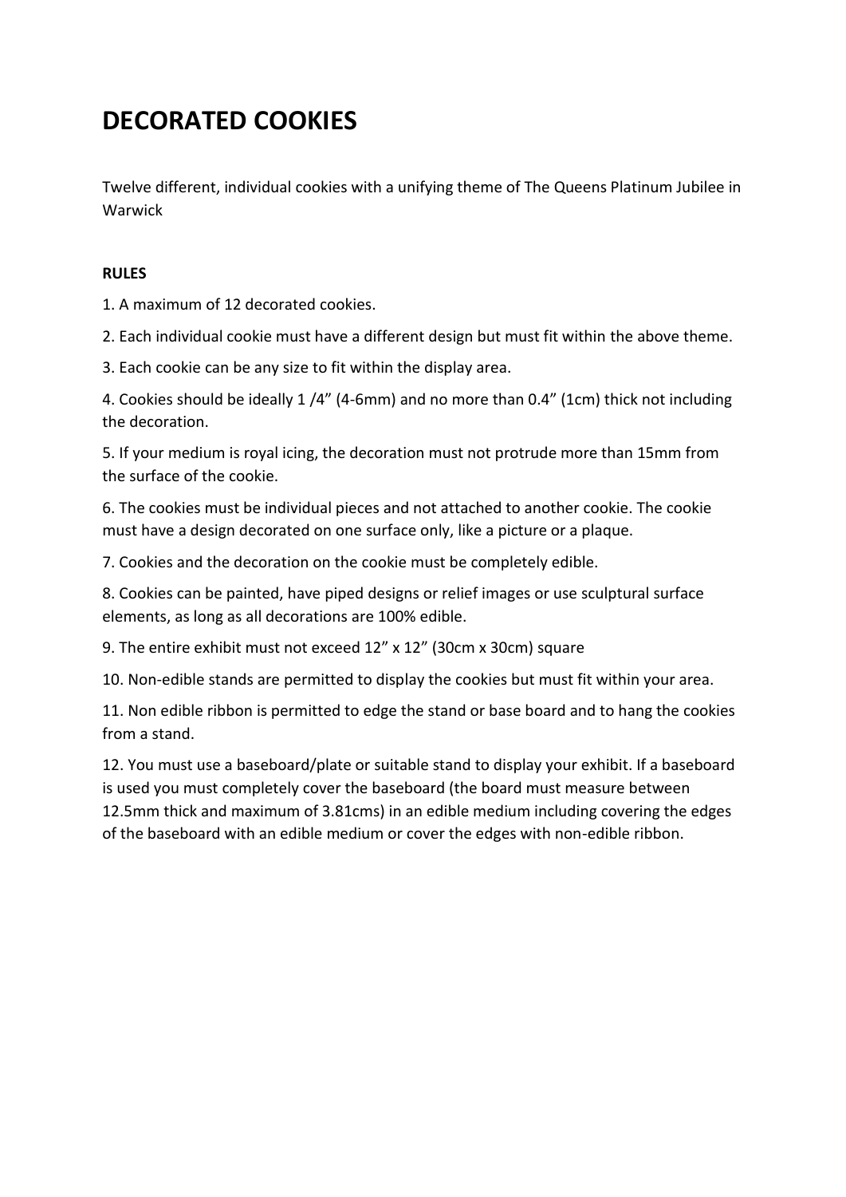# DECORATED COOKIES

Twelve different, individual cookies with a unifying theme of The Queens Platinum Jubilee in Warwick

**RULES**

1. A maximum of 12 decorated cookies.
2. Each individual cookie must have a different design but must fit within the above theme.
3. Each cookie can be any size to fit within the display area.
4. Cookies should be ideally 1 /4" (4-6mm) and no more than 0.4" (1cm) thick not including the decoration.
5. If your medium is royal icing, the decoration must not protrude more than 15mm from the surface of the cookie.
6. The cookies must be individual pieces and not attached to another cookie. The cookie must have a design decorated on one surface only, like a picture or a plaque.
7. Cookies and the decoration on the cookie must be completely edible.
8. Cookies can be painted, have piped designs or relief images or use sculptural surface elements, as long as all decorations are 100% edible.
9. The entire exhibit must not exceed 12" x 12" (30cm x 30cm) square
10. Non-edible stands are permitted to display the cookies but must fit within your area.
11. Non edible ribbon is permitted to edge the stand or base board and to hang the cookies from a stand.
12. You must use a baseboard/plate or suitable stand to display your exhibit. If a baseboard is used you must completely cover the baseboard (the board must measure between 12.5mm thick and maximum of 3.81cms) in an edible medium including covering the edges of the baseboard with an edible medium or cover the edges with non-edible ribbon.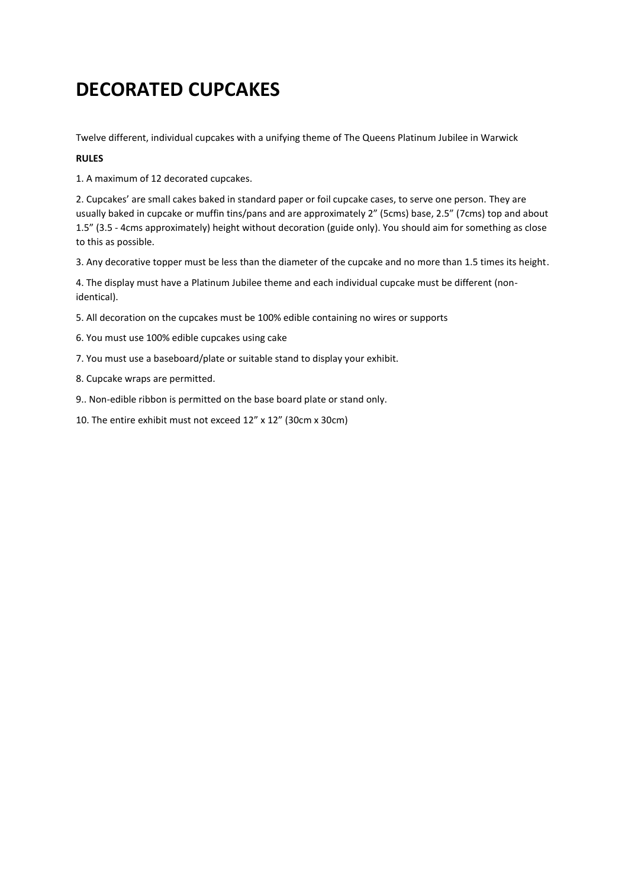# DECORATED CUPCAKES

Twelve different, individual cupcakes with a unifying theme of The Queens Platinum Jubilee in Warwick

**RULES**

1. A maximum of 12 decorated cupcakes.

2. Cupcakes' are small cakes baked in standard paper or foil cupcake cases, to serve one person. They are usually baked in cupcake or muffin tins/pans and are approximately 2" (5cms) base, 2.5" (7cms) top and about 1.5" (3.5 - 4cms approximately) height without decoration (guide only). You should aim for something as close to this as possible.

3. Any decorative topper must be less than the diameter of the cupcake and no more than 1.5 times its height.

4. The display must have a Platinum Jubilee theme and each individual cupcake must be different (non-identical).

5. All decoration on the cupcakes must be 100% edible containing no wires or supports

6. You must use 100% edible cupcakes using cake

7. You must use a baseboard/plate or suitable stand to display your exhibit.

8. Cupcake wraps are permitted.

9.. Non-edible ribbon is permitted on the base board plate or stand only.

10. The entire exhibit must not exceed 12" x 12" (30cm x 30cm)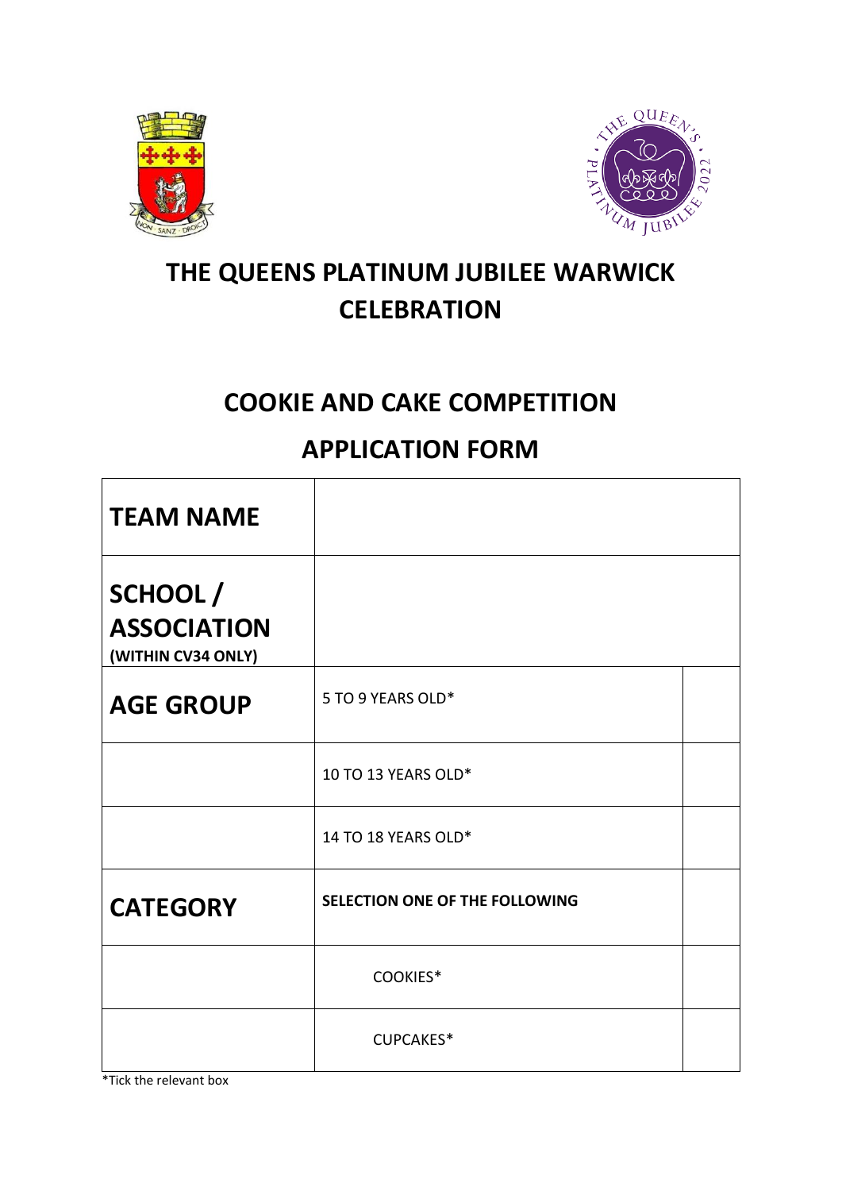# THE QUEENS PLATINUM JUBILEE WARWICK CELEBRATION

## COOKIE AND CAKE COMPETITION

## APPLICATION FORM

| | | |
|---|---|---|
| **TEAM NAME** | | |
| **SCHOOL / ASSOCIATION** **(WITHIN CV34 ONLY)** | | |
| **AGE GROUP** | 5 TO 9 YEARS OLD* | |
| | 10 TO 13 YEARS OLD* | |
| | 14 TO 18 YEARS OLD* | |
| **CATEGORY** | **SELECTION ONE OF THE FOLLOWING** | |
| | COOKIES* | |
| | CUPCAKES* | |

*Tick the relevant box